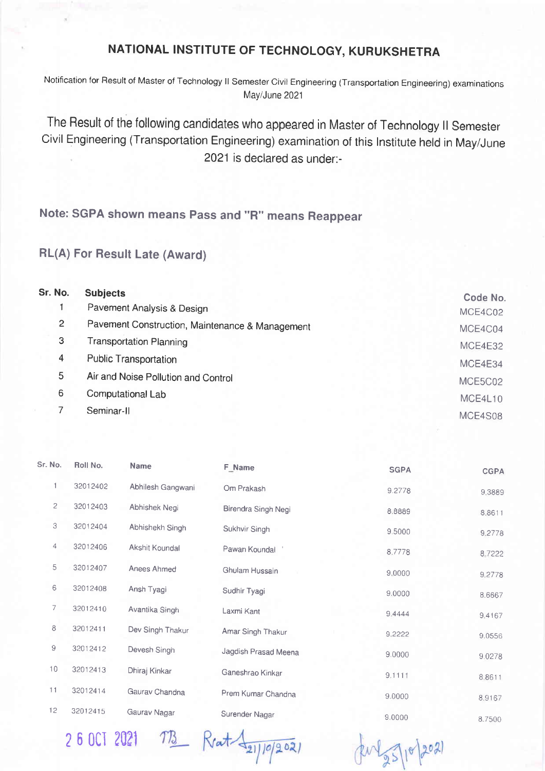# NATIONAL INSTITUTE OF TECHNOLOGY, KURUKSHETRA

Notification for Result of Master of Technology II Semester Civil Engineering (Transportation Engineering) examinations May/June 2021

The Result of the following candidates who appeared in Master of Technology II Semester Civil Engineering (Transportation Engineering) examination of this Institute held in May/June 2021 is declared as under:-

## Note: SGPA shown means Pass and "R" means Reappear

## RL(A) For Result Late (Award)

| Sr. No. | Subjects | Code No. |
|---|---|---|
| 1 | Pavement Analysis & Design | MCE4C02 |
| 2 | Pavement Construction, Maintenance & Management | MCE4C04 |
| 3 | Transportation Planning | MCE4E32 |
| 4 | Public Transportation | MCE4E34 |
| 5 | Air and Noise Pollution and Control | MCE5C02 |
| 6 | Computational Lab | MCE4L10 |
| 7 | Seminar-II | MCE4S08 |

| Sr. No. | Roll No. | Name | F_Name | SGPA | CGPA |
|---|---|---|---|---|---|
| 1 | 32012402 | Abhilesh Gangwani | Om Prakash | 9.2778 | 9.3889 |
| 2 | 32012403 | Abhishek Negi | Birendra Singh Negi | 8.8889 | 8.8611 |
| 3 | 32012404 | Abhishekh Singh | Sukhvir Singh | 9.5000 | 9.2778 |
| 4 | 32012406 | Akshit Koundal | Pawan Koundal | 8.7778 | 8.7222 |
| 5 | 32012407 | Anees Ahmed | Ghulam Hussain | 9.0000 | 9.2778 |
| 6 | 32012408 | Ansh Tyagi | Sudhir Tyagi | 9.0000 | 8.6667 |
| 7 | 32012410 | Avantika Singh | Laxmi Kant | 9.4444 | 9.4167 |
| 8 | 32012411 | Dev Singh Thakur | Amar Singh Thakur | 9.2222 | 9.0556 |
| 9 | 32012412 | Devesh Singh | Jagdish Prasad Meena | 9.0000 | 9.0278 |
| 10 | 32012413 | Dhiraj Kinkar | Ganeshrao Kinkar | 9.1111 | 8.8611 |
| 11 | 32012414 | Gaurav Chandna | Prem Kumar Chandna | 9.0000 | 8.9167 |
| 12 | 32012415 | Gaurav Nagar | Surender Nagar | 9.0000 | 8.7500 |

26 OCT 2021 TB Rat 21/10/2021 25/10/2021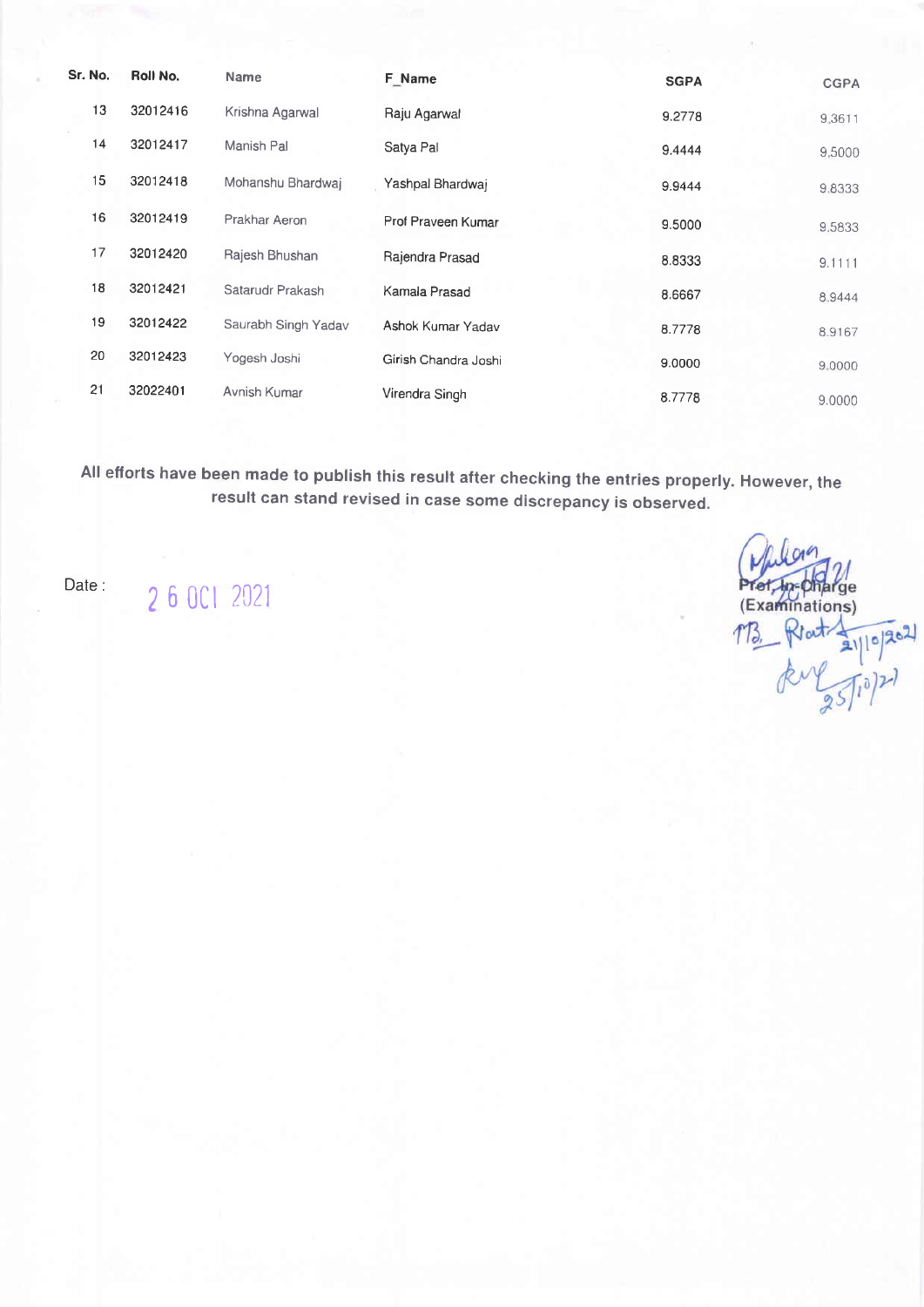| Sr. No. | Roll No. | Name | F_Name | SGPA | CGPA |
| --- | --- | --- | --- | --- | --- |
| 13 | 32012416 | Krishna Agarwal | Raju Agarwal | 9.2778 | 9.3611 |
| 14 | 32012417 | Manish Pal | Satya Pal | 9.4444 | 9.5000 |
| 15 | 32012418 | Mohanshu Bhardwaj | Yashpal Bhardwaj | 9.9444 | 9.8333 |
| 16 | 32012419 | Prakhar Aeron | Prof Praveen Kumar | 9.5000 | 9.5833 |
| 17 | 32012420 | Rajesh Bhushan | Rajendra Prasad | 8.8333 | 9.1111 |
| 18 | 32012421 | Satarudr Prakash | Kamala Prasad | 8.6667 | 8.9444 |
| 19 | 32012422 | Saurabh Singh Yadav | Ashok Kumar Yadav | 8.7778 | 8.9167 |
| 20 | 32012423 | Yogesh Joshi | Girish Chandra Joshi | 9.0000 | 9.0000 |
| 21 | 32022401 | Avnish Kumar | Virendra Singh | 8.7778 | 9.0000 |

**All efforts have been made to publish this result after checking the entries properly. However, the result can stand revised in case some discrepancy is observed.**

Date : 26 OCT 2021

**Prof. In-Charge**
**(Examinations)**